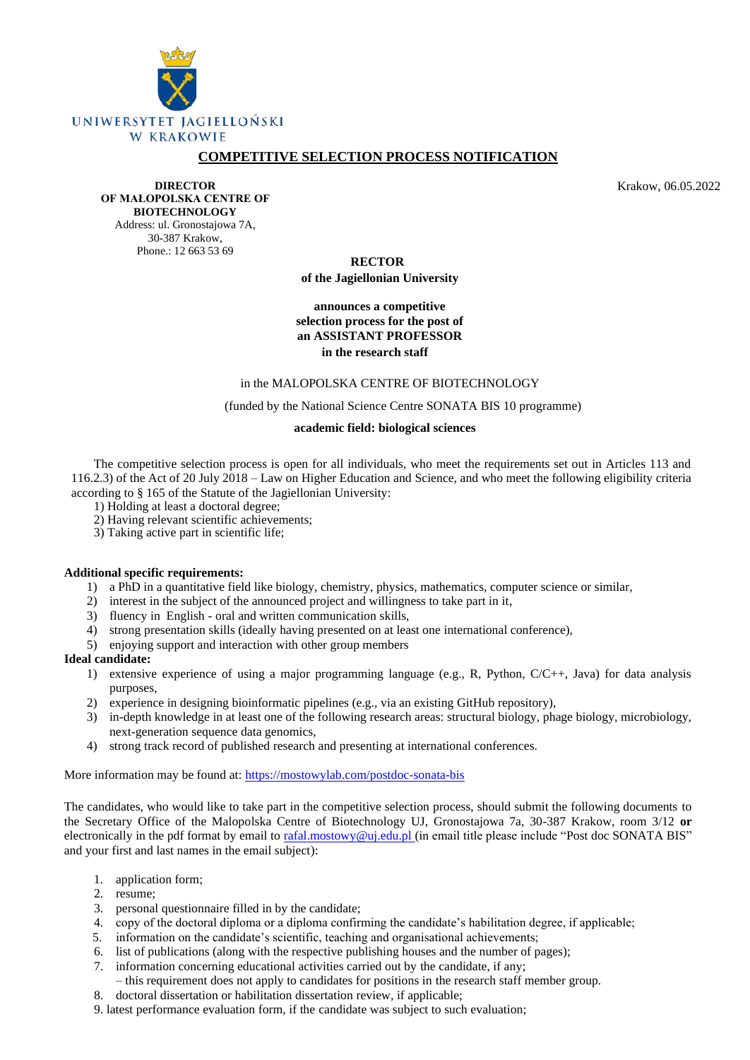UNIWERSYTET JAGIELLOŃSKI
W KRAKOWIE

# COMPETITIVE SELECTION PROCESS NOTIFICATION

**DIRECTOR**
**OF MAŁOPOLSKA CENTRE OF BIOTECHNOLOGY**
Address: ul. Gronostajowa 7A,
30-387 Krakow,
Phone.: 12 663 53 69

Krakow, 06.05.2022

**RECTOR**
**of the Jagiellonian University**

**announces a competitive selection process for the post of an ASSISTANT PROFESSOR in the research staff**

in the MALOPOLSKA CENTRE OF BIOTECHNOLOGY

(funded by the National Science Centre SONATA BIS 10 programme)

**academic field: biological sciences**

The competitive selection process is open for all individuals, who meet the requirements set out in Articles 113 and 116.2.3) of the Act of 20 July 2018 – Law on Higher Education and Science, and who meet the following eligibility criteria according to § 165 of the Statute of the Jagiellonian University:

1) Holding at least a doctoral degree;
2) Having relevant scientific achievements;
3) Taking active part in scientific life;

**Additional specific requirements:**

1) a PhD in a quantitative field like biology, chemistry, physics, mathematics, computer science or similar,
2) interest in the subject of the announced project and willingness to take part in it,
3) fluency in English - oral and written communication skills,
4) strong presentation skills (ideally having presented on at least one international conference),
5) enjoying support and interaction with other group members

**Ideal candidate:**

1) extensive experience of using a major programming language (e.g., R, Python, C/C++, Java) for data analysis purposes,
2) experience in designing bioinformatic pipelines (e.g., via an existing GitHub repository),
3) in-depth knowledge in at least one of the following research areas: structural biology, phage biology, microbiology, next-generation sequence data genomics,
4) strong track record of published research and presenting at international conferences.

More information may be found at: https://mostowylab.com/postdoc-sonata-bis

The candidates, who would like to take part in the competitive selection process, should submit the following documents to the Secretary Office of the Malopolska Centre of Biotechnology UJ, Gronostajowa 7a, 30-387 Krakow, room 3/12 **or** electronically in the pdf format by email to rafal.mostowy@uj.edu.pl (in email title please include "Post doc SONATA BIS" and your first and last names in the email subject):

1. application form;
2. resume;
3. personal questionnaire filled in by the candidate;
4. copy of the doctoral diploma or a diploma confirming the candidate's habilitation degree, if applicable;
5. information on the candidate's scientific, teaching and organisational achievements;
6. list of publications (along with the respective publishing houses and the number of pages);
7. information concerning educational activities carried out by the candidate, if any;
   – this requirement does not apply to candidates for positions in the research staff member group.
8. doctoral dissertation or habilitation dissertation review, if applicable;
9. latest performance evaluation form, if the candidate was subject to such evaluation;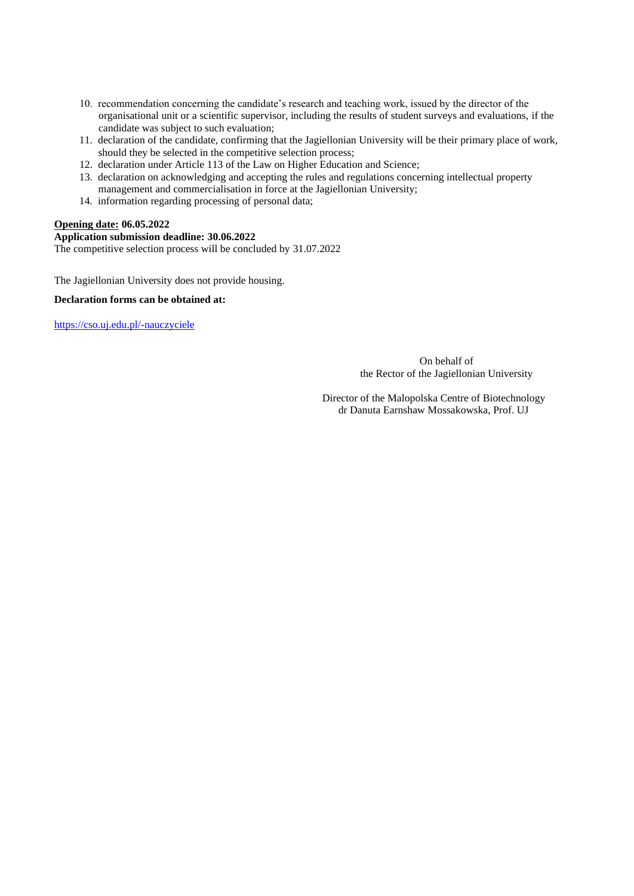10. recommendation concerning the candidate's research and teaching work, issued by the director of the organisational unit or a scientific supervisor, including the results of student surveys and evaluations, if the candidate was subject to such evaluation;
11. declaration of the candidate, confirming that the Jagiellonian University will be their primary place of work, should they be selected in the competitive selection process;
12. declaration under Article 113 of the Law on Higher Education and Science;
13. declaration on acknowledging and accepting the rules and regulations concerning intellectual property management and commercialisation in force at the Jagiellonian University;
14. information regarding processing of personal data;

**Opening date: 06.05.2022**
**Application submission deadline: 30.06.2022**
The competitive selection process will be concluded by 31.07.2022

The Jagiellonian University does not provide housing.

**Declaration forms can be obtained at:**

https://cso.uj.edu.pl/-nauczyciele

On behalf of
the Rector of the Jagiellonian University

Director of the Malopolska Centre of Biotechnology
dr Danuta Earnshaw Mossakowska, Prof. UJ